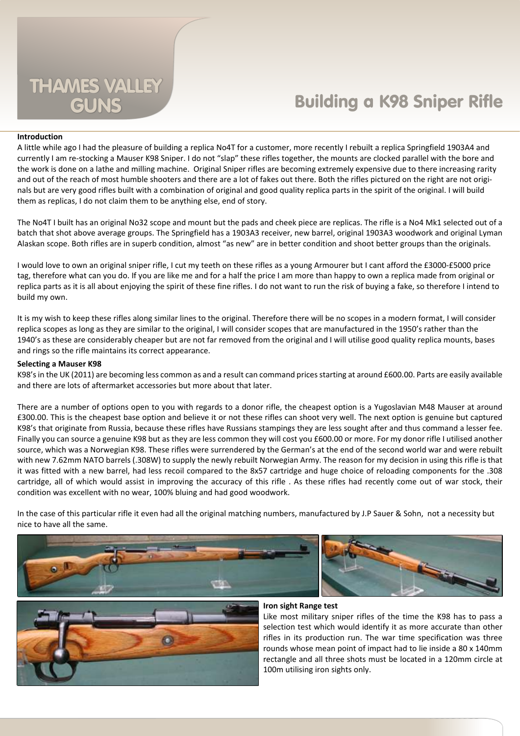THAMES VALLEY GUNS

# Building a K98 Sniper Rifle

**Introduction**

A little while ago I had the pleasure of building a replica No4T for a customer, more recently I rebuilt a replica Springfield 1903A4 and currently I am re-stocking a Mauser K98 Sniper. I do not "slap" these rifles together, the mounts are clocked parallel with the bore and the work is done on a lathe and milling machine. Original Sniper rifles are becoming extremely expensive due to there increasing rarity and out of the reach of most humble shooters and there are a lot of fakes out there. Both the rifles pictured on the right are not originals but are very good rifles built with a combination of original and good quality replica parts in the spirit of the original. I will build them as replicas, I do not claim them to be anything else, end of story.

The No4T I built has an original No32 scope and mount but the pads and cheek piece are replicas. The rifle is a No4 Mk1 selected out of a batch that shot above average groups. The Springfield has a 1903A3 receiver, new barrel, original 1903A3 woodwork and original Lyman Alaskan scope. Both rifles are in superb condition, almost "as new" are in better condition and shoot better groups than the originals.

I would love to own an original sniper rifle, I cut my teeth on these rifles as a young Armourer but I cant afford the £3000-£5000 price tag, therefore what can you do. If you are like me and for a half the price I am more than happy to own a replica made from original or replica parts as it is all about enjoying the spirit of these fine rifles. I do not want to run the risk of buying a fake, so therefore I intend to build my own.

It is my wish to keep these rifles along similar lines to the original. Therefore there will be no scopes in a modern format, I will consider replica scopes as long as they are similar to the original, I will consider scopes that are manufactured in the 1950's rather than the 1940's as these are considerably cheaper but are not far removed from the original and I will utilise good quality replica mounts, bases and rings so the rifle maintains its correct appearance.

**Selecting a Mauser K98**

K98's in the UK (2011) are becoming less common as and a result can command prices starting at around £600.00. Parts are easily available and there are lots of aftermarket accessories but more about that later.

There are a number of options open to you with regards to a donor rifle, the cheapest option is a Yugoslavian M48 Mauser at around £300.00. This is the cheapest base option and believe it or not these rifles can shoot very well. The next option is genuine but captured K98's that originate from Russia, because these rifles have Russians stampings they are less sought after and thus command a lesser fee. Finally you can source a genuine K98 but as they are less common they will cost you £600.00 or more. For my donor rifle I utilised another source, which was a Norwegian K98. These rifles were surrendered by the German's at the end of the second world war and were rebuilt with new 7.62mm NATO barrels (.308W) to supply the newly rebuilt Norwegian Army. The reason for my decision in using this rifle is that it was fitted with a new barrel, had less recoil compared to the 8x57 cartridge and huge choice of reloading components for the .308 cartridge, all of which would assist in improving the accuracy of this rifle . As these rifles had recently come out of war stock, their condition was excellent with no wear, 100% bluing and had good woodwork.

In the case of this particular rifle it even had all the original matching numbers, manufactured by J.P Sauer & Sohn, not a necessity but nice to have all the same.

**Iron sight Range test**

Like most military sniper rifles of the time the K98 has to pass a selection test which would identify it as more accurate than other rifles in its production run. The war time specification was three rounds whose mean point of impact had to lie inside a 80 x 140mm rectangle and all three shots must be located in a 120mm circle at 100m utilising iron sights only.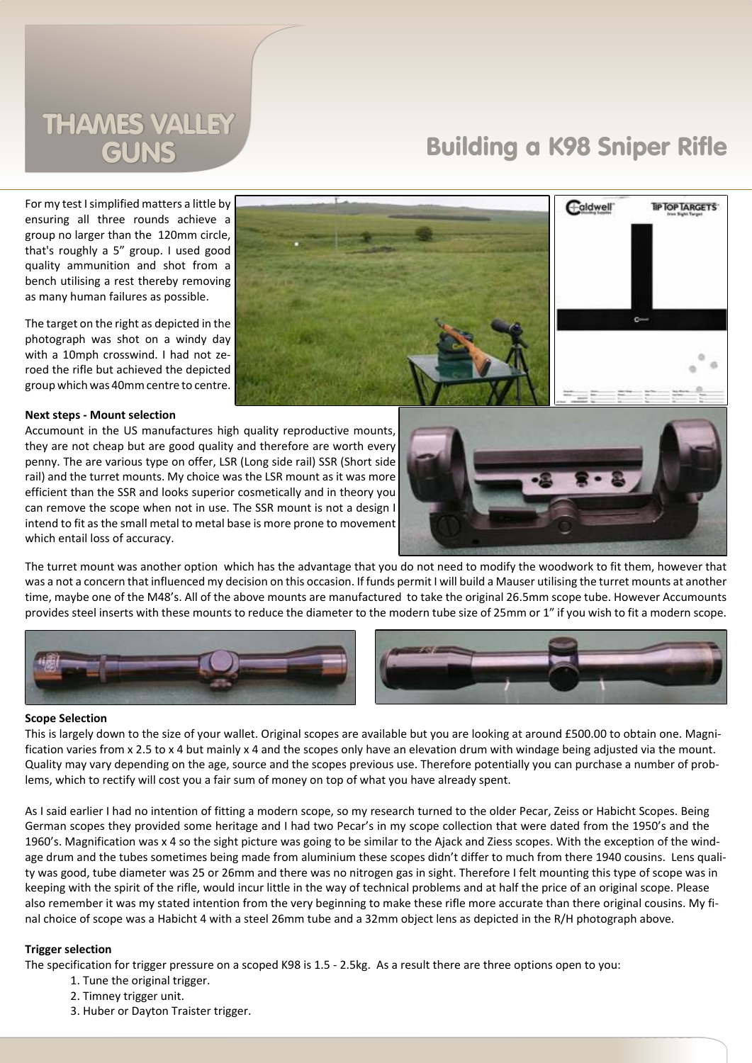For my test I simplified matters a little by ensuring all three rounds achieve a group no larger than the 120mm circle, that's roughly a 5" group. I used good quality ammunition and shot from a bench utilising a rest thereby removing as many human failures as possible.

The target on the right as depicted in the photograph was shot on a windy day with a 10mph crosswind. I had not zeroed the rifle but achieved the depicted group which was 40mm centre to centre.

**Next steps - Mount selection**

Accumount in the US manufactures high quality reproductive mounts, they are not cheap but are good quality and therefore are worth every penny. The are various type on offer, LSR (Long side rail) SSR (Short side rail) and the turret mounts. My choice was the LSR mount as it was more efficient than the SSR and looks superior cosmetically and in theory you can remove the scope when not in use. The SSR mount is not a design I intend to fit as the small metal to metal base is more prone to movement which entail loss of accuracy.

The turret mount was another option which has the advantage that you do not need to modify the woodwork to fit them, however that was a not a concern that influenced my decision on this occasion. If funds permit I will build a Mauser utilising the turret mounts at another time, maybe one of the M48's. All of the above mounts are manufactured to take the original 26.5mm scope tube. However Accumounts provides steel inserts with these mounts to reduce the diameter to the modern tube size of 25mm or 1" if you wish to fit a modern scope.

**Scope Selection**

This is largely down to the size of your wallet. Original scopes are available but you are looking at around £500.00 to obtain one. Magnification varies from x 2.5 to x 4 but mainly x 4 and the scopes only have an elevation drum with windage being adjusted via the mount. Quality may vary depending on the age, source and the scopes previous use. Therefore potentially you can purchase a number of problems, which to rectify will cost you a fair sum of money on top of what you have already spent.

As I said earlier I had no intention of fitting a modern scope, so my research turned to the older Pecar, Zeiss or Habicht Scopes. Being German scopes they provided some heritage and I had two Pecar's in my scope collection that were dated from the 1950's and the 1960's. Magnification was x 4 so the sight picture was going to be similar to the Ajack and Ziess scopes. With the exception of the windage drum and the tubes sometimes being made from aluminium these scopes didn't differ to much from there 1940 cousins. Lens quality was good, tube diameter was 25 or 26mm and there was no nitrogen gas in sight. Therefore I felt mounting this type of scope was in keeping with the spirit of the rifle, would incur little in the way of technical problems and at half the price of an original scope. Please also remember it was my stated intention from the very beginning to make these rifle more accurate than there original cousins. My final choice of scope was a Habicht 4 with a steel 26mm tube and a 32mm object lens as depicted in the R/H photograph above.

**Trigger selection**

The specification for trigger pressure on a scoped K98 is 1.5 - 2.5kg. As a result there are three options open to you:

1. Tune the original trigger.
2. Timney trigger unit.
3. Huber or Dayton Traister trigger.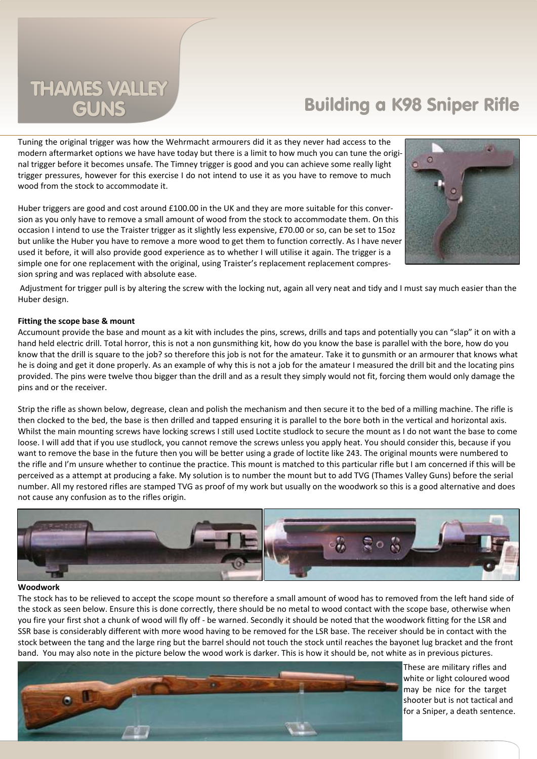Tuning the original trigger was how the Wehrmacht armourers did it as they never had access to the modern aftermarket options we have have today but there is a limit to how much you can tune the original trigger before it becomes unsafe. The Timney trigger is good and you can achieve some really light trigger pressures, however for this exercise I do not intend to use it as you have to remove to much wood from the stock to accommodate it.

Huber triggers are good and cost around £100.00 in the UK and they are more suitable for this conversion as you only have to remove a small amount of wood from the stock to accommodate them. On this occasion I intend to use the Traister trigger as it slightly less expensive, £70.00 or so, can be set to 15oz but unlike the Huber you have to remove a more wood to get them to function correctly. As I have never used it before, it will also provide good experience as to whether I will utilise it again. The trigger is a simple one for one replacement with the original, using Traister's replacement replacement compression spring and was replaced with absolute ease.

Adjustment for trigger pull is by altering the screw with the locking nut, again all very neat and tidy and I must say much easier than the Huber design.

**Fitting the scope base & mount**

Accumount provide the base and mount as a kit with includes the pins, screws, drills and taps and potentially you can "slap" it on with a hand held electric drill. Total horror, this is not a non gunsmithing kit, how do you know the base is parallel with the bore, how do you know that the drill is square to the job? so therefore this job is not for the amateur. Take it to gunsmith or an armourer that knows what he is doing and get it done properly. As an example of why this is not a job for the amateur I measured the drill bit and the locating pins provided. The pins were twelve thou bigger than the drill and as a result they simply would not fit, forcing them would only damage the pins and or the receiver.

Strip the rifle as shown below, degrease, clean and polish the mechanism and then secure it to the bed of a milling machine. The rifle is then clocked to the bed, the base is then drilled and tapped ensuring it is parallel to the bore both in the vertical and horizontal axis. Whilst the main mounting screws have locking screws I still used Loctite studlock to secure the mount as I do not want the base to come loose. I will add that if you use studlock, you cannot remove the screws unless you apply heat. You should consider this, because if you want to remove the base in the future then you will be better using a grade of loctite like 243. The original mounts were numbered to the rifle and I'm unsure whether to continue the practice. This mount is matched to this particular rifle but I am concerned if this will be perceived as a attempt at producing a fake. My solution is to number the mount but to add TVG (Thames Valley Guns) before the serial number. All my restored rifles are stamped TVG as proof of my work but usually on the woodwork so this is a good alternative and does not cause any confusion as to the rifles origin.

**Woodwork**

The stock has to be relieved to accept the scope mount so therefore a small amount of wood has to removed from the left hand side of the stock as seen below. Ensure this is done correctly, there should be no metal to wood contact with the scope base, otherwise when you fire your first shot a chunk of wood will fly off - be warned. Secondly it should be noted that the woodwork fitting for the LSR and SSR base is considerably different with more wood having to be removed for the LSR base. The receiver should be in contact with the stock between the tang and the large ring but the barrel should not touch the stock until reaches the bayonet lug bracket and the front band. You may also note in the picture below the wood work is darker. This is how it should be, not white as in previous pictures.

These are military rifles and white or light coloured wood may be nice for the target shooter but is not tactical and for a Sniper, a death sentence.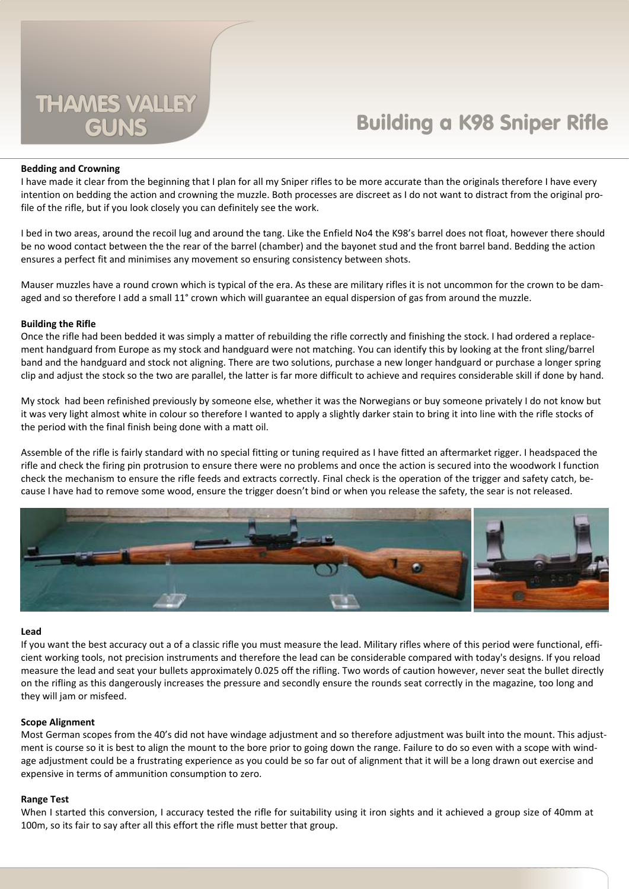**Bedding and Crowning**

I have made it clear from the beginning that I plan for all my Sniper rifles to be more accurate than the originals therefore I have every intention on bedding the action and crowning the muzzle. Both processes are discreet as I do not want to distract from the original profile of the rifle, but if you look closely you can definitely see the work.

I bed in two areas, around the recoil lug and around the tang. Like the Enfield No4 the K98's barrel does not float, however there should be no wood contact between the the rear of the barrel (chamber) and the bayonet stud and the front barrel band. Bedding the action ensures a perfect fit and minimises any movement so ensuring consistency between shots.

Mauser muzzles have a round crown which is typical of the era. As these are military rifles it is not uncommon for the crown to be damaged and so therefore I add a small 11° crown which will guarantee an equal dispersion of gas from around the muzzle.

**Building the Rifle**

Once the rifle had been bedded it was simply a matter of rebuilding the rifle correctly and finishing the stock. I had ordered a replacement handguard from Europe as my stock and handguard were not matching. You can identify this by looking at the front sling/barrel band and the handguard and stock not aligning. There are two solutions, purchase a new longer handguard or purchase a longer spring clip and adjust the stock so the two are parallel, the latter is far more difficult to achieve and requires considerable skill if done by hand.

My stock had been refinished previously by someone else, whether it was the Norwegians or buy someone privately I do not know but it was very light almost white in colour so therefore I wanted to apply a slightly darker stain to bring it into line with the rifle stocks of the period with the final finish being done with a matt oil.

Assemble of the rifle is fairly standard with no special fitting or tuning required as I have fitted an aftermarket rigger. I headspaced the rifle and check the firing pin protrusion to ensure there were no problems and once the action is secured into the woodwork I function check the mechanism to ensure the rifle feeds and extracts correctly. Final check is the operation of the trigger and safety catch, because I have had to remove some wood, ensure the trigger doesn't bind or when you release the safety, the sear is not released.

**Lead**

If you want the best accuracy out a of a classic rifle you must measure the lead. Military rifles where of this period were functional, efficient working tools, not precision instruments and therefore the lead can be considerable compared with today's designs. If you reload measure the lead and seat your bullets approximately 0.025 off the rifling. Two words of caution however, never seat the bullet directly on the rifling as this dangerously increases the pressure and secondly ensure the rounds seat correctly in the magazine, too long and they will jam or misfeed.

**Scope Alignment**

Most German scopes from the 40's did not have windage adjustment and so therefore adjustment was built into the mount. This adjustment is course so it is best to align the mount to the bore prior to going down the range. Failure to do so even with a scope with windage adjustment could be a frustrating experience as you could be so far out of alignment that it will be a long drawn out exercise and expensive in terms of ammunition consumption to zero.

**Range Test**

When I started this conversion, I accuracy tested the rifle for suitability using it iron sights and it achieved a group size of 40mm at 100m, so its fair to say after all this effort the rifle must better that group.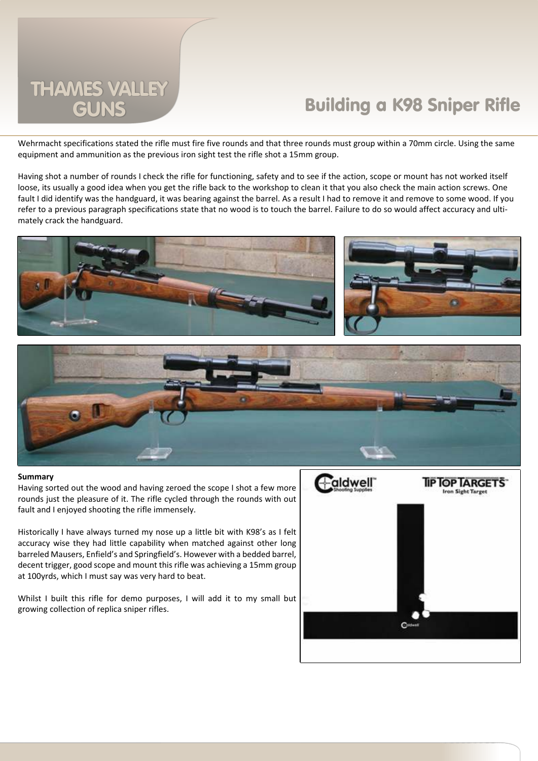Wehrmacht specifications stated the rifle must fire five rounds and that three rounds must group within a 70mm circle. Using the same equipment and ammunition as the previous iron sight test the rifle shot a 15mm group.

Having shot a number of rounds I check the rifle for functioning, safety and to see if the action, scope or mount has not worked itself loose, its usually a good idea when you get the rifle back to the workshop to clean it that you also check the main action screws. One fault I did identify was the handguard, it was bearing against the barrel. As a result I had to remove it and remove to some wood. If you refer to a previous paragraph specifications state that no wood is to touch the barrel. Failure to do so would affect accuracy and ultimately crack the handguard.

**Summary**

Having sorted out the wood and having zeroed the scope I shot a few more rounds just the pleasure of it. The rifle cycled through the rounds with out fault and I enjoyed shooting the rifle immensely.

Historically I have always turned my nose up a little bit with K98's as I felt accuracy wise they had little capability when matched against other long barreled Mausers, Enfield's and Springfield's. However with a bedded barrel, decent trigger, good scope and mount this rifle was achieving a 15mm group at 100yrds, which I must say was very hard to beat.

Whilst I built this rifle for demo purposes, I will add it to my small but growing collection of replica sniper rifles.